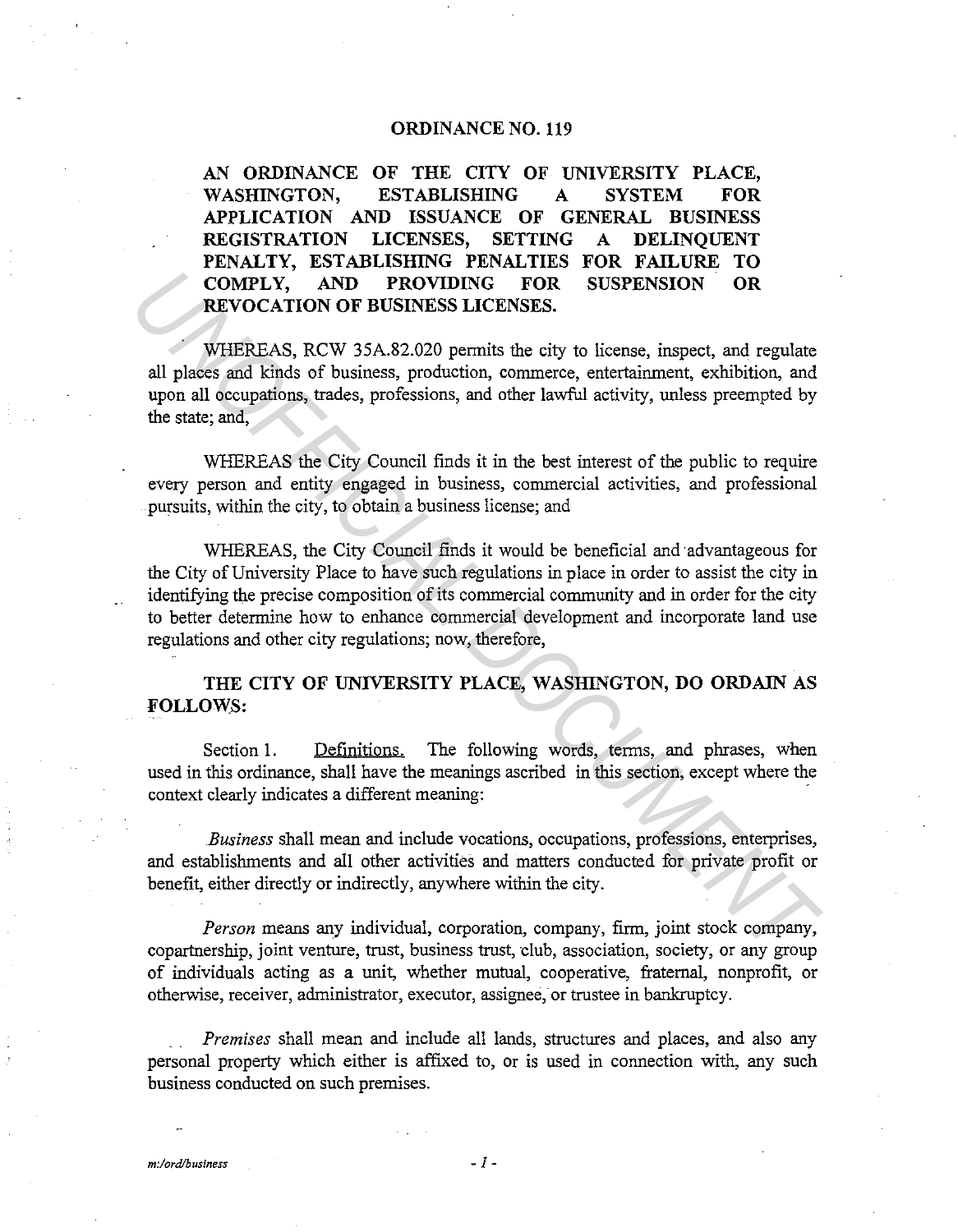# ORDINANCE NO. 119

**AN ORDINANCE OF THE CITY OF UNIVERSITY PLACE, WASHINGTON, ESTABLISHING A SYSTEM FOR APPLICATION AND ISSUANCE OF GENERAL BUSINESS REGISTRATION LICENSES, SETTING A DELINQUENT PENALTY, ESTABLISHING PENALTIES FOR FAILURE TO COMPLY, AND PROVIDING FOR SUSPENSION OR REVOCATION OF BUSINESS LICENSES.**

WHEREAS, RCW 35A.82.020 permits the city to license, inspect, and regulate all places and kinds of business, production, commerce, entertainment, exhibition, and upon all occupations, trades, professions, and other lawful activity, unless preempted by the state; and,

WHEREAS the City Council finds it in the best interest of the public to require every person and entity engaged in business, commercial activities, and professional pursuits, within the city, to obtain a business license; and

WHEREAS, the City Council finds it would be beneficial and advantageous for the City of University Place to have such regulations in place in order to assist the city in identifying the precise composition of its commercial community and in order for the city to better determine how to enhance commercial development and incorporate land use regulations and other city regulations; now, therefore,

**THE CITY OF UNIVERSITY PLACE, WASHINGTON, DO ORDAIN AS FOLLOWS:**

Section 1. Definitions. The following words, terms, and phrases, when used in this ordinance, shall have the meanings ascribed in this section, except where the context clearly indicates a different meaning:

*Business* shall mean and include vocations, occupations, professions, enterprises, and establishments and all other activities and matters conducted for private profit or benefit, either directly or indirectly, anywhere within the city.

*Person* means any individual, corporation, company, firm, joint stock company, copartnership, joint venture, trust, business trust, club, association, society, or any group of individuals acting as a unit, whether mutual, cooperative, fraternal, nonprofit, or otherwise, receiver, administrator, executor, assignee, or trustee in bankruptcy.

*Premises* shall mean and include all lands, structures and places, and also any personal property which either is affixed to, or is used in connection with, any such business conducted on such premises.

m:/ord/business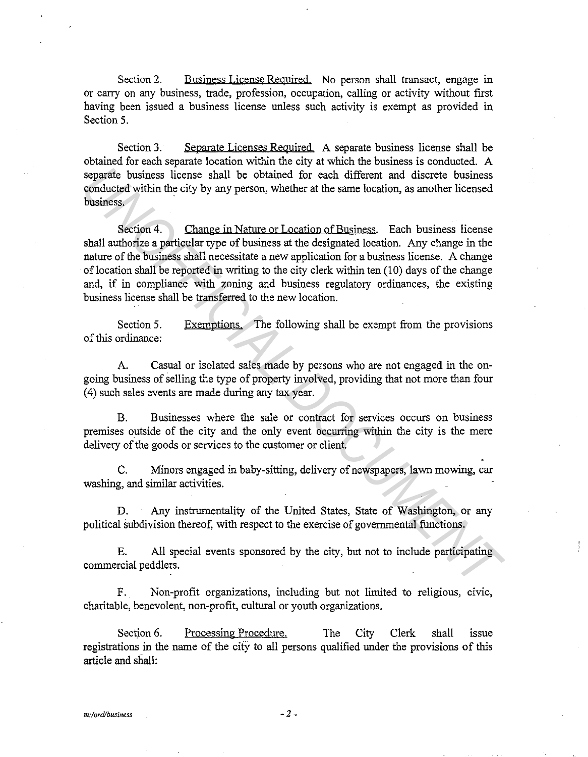Section 2. <u>Business License Required.</u> No person shall transact, engage in or carry on any business, trade, profession, occupation, calling or activity without first having been issued a business license unless such activity is exempt as provided in Section 5.

Section 3. <u>Separate Licenses Required.</u> A separate business license shall be obtained for each separate location within the city at which the business is conducted. A separate business license shall be obtained for each different and discrete business conducted within the city by any person, whether at the same location, as another licensed business.

Section 4. <u>Change in Nature or Location of Business</u>. Each business license shall authorize a particular type of business at the designated location. Any change in the nature of the business shall necessitate a new application for a business license. A change of location shall be reported in writing to the city clerk within ten (10) days of the change and, if in compliance with zoning and business regulatory ordinances, the existing business license shall be transferred to the new location.

Section 5. <u>Exemptions.</u> The following shall be exempt from the provisions of this ordinance:

A. Casual or isolated sales made by persons who are not engaged in the on-going business of selling the type of property involved, providing that not more than four (4) such sales events are made during any tax year.

B. Businesses where the sale or contract for services occurs on business premises outside of the city and the only event occurring within the city is the mere delivery of the goods or services to the customer or client.

C. Minors engaged in baby-sitting, delivery of newspapers, lawn mowing, car washing, and similar activities.

D. Any instrumentality of the United States, State of Washington, or any political subdivision thereof, with respect to the exercise of governmental functions.

E. All special events sponsored by the city, but not to include participating commercial peddlers.

F. Non-profit organizations, including but not limited to religious, civic, charitable, benevolent, non-profit, cultural or youth organizations.

Section 6. <u>Processing Procedure.</u> The City Clerk shall issue registrations in the name of the city to all persons qualified under the provisions of this article and shall:

*m:/ord/business*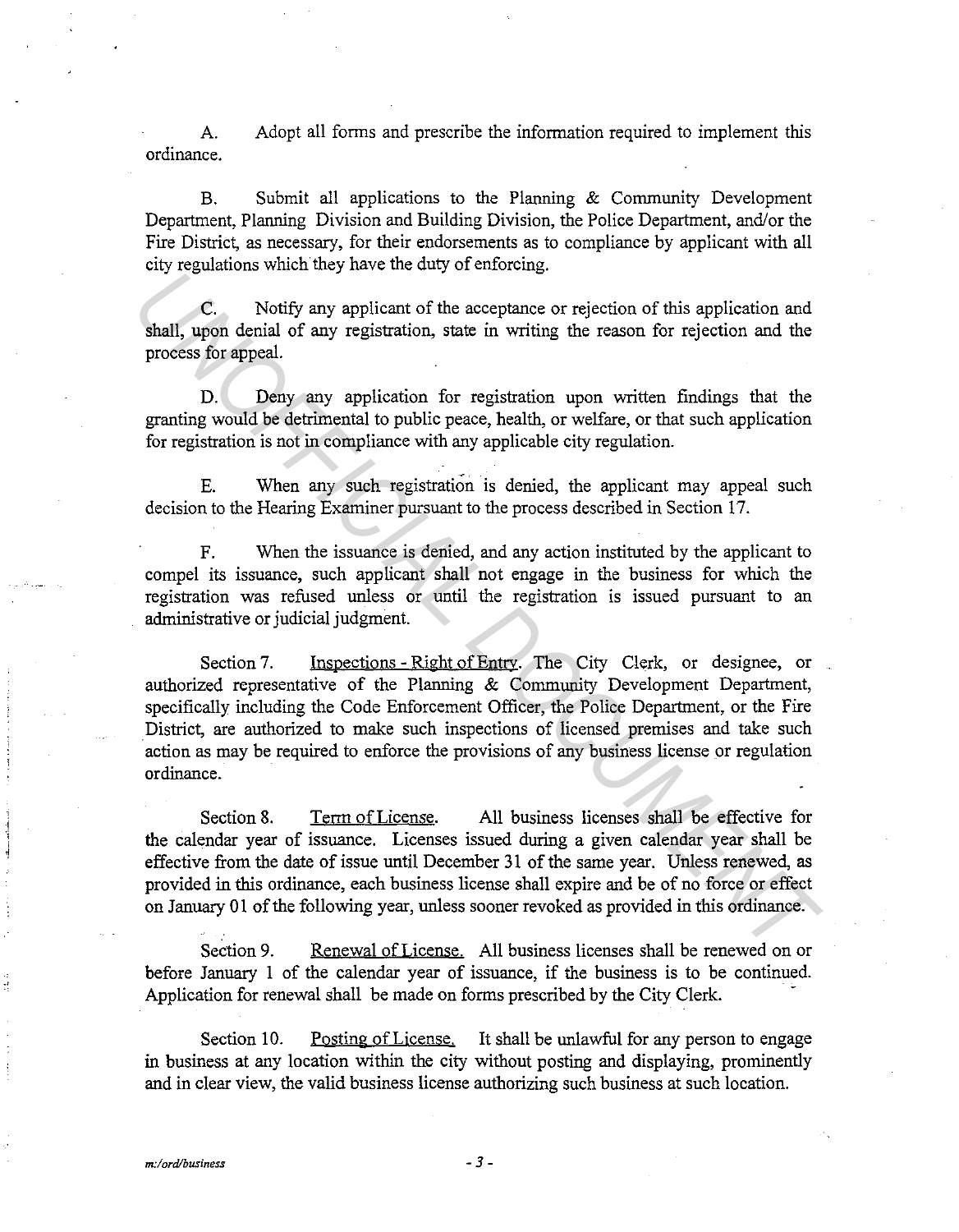A. Adopt all forms and prescribe the information required to implement this ordinance.

B. Submit all applications to the Planning & Community Development Department, Planning Division and Building Division, the Police Department, and/or the Fire District, as necessary, for their endorsements as to compliance by applicant with all city regulations which they have the duty of enforcing.

C. Notify any applicant of the acceptance or rejection of this application and shall, upon denial of any registration, state in writing the reason for rejection and the process for appeal.

D. Deny any application for registration upon written findings that the granting would be detrimental to public peace, health, or welfare, or that such application for registration is not in compliance with any applicable city regulation.

E. When any such registration is denied, the applicant may appeal such decision to the Hearing Examiner pursuant to the process described in Section 17.

F. When the issuance is denied, and any action instituted by the applicant to compel its issuance, such applicant shall not engage in the business for which the registration was refused unless or until the registration is issued pursuant to an administrative or judicial judgment.

Section 7. Inspections - Right of Entry. The City Clerk, or designee, or authorized representative of the Planning & Community Development Department, specifically including the Code Enforcement Officer, the Police Department, or the Fire District, are authorized to make such inspections of licensed premises and take such action as may be required to enforce the provisions of any business license or regulation ordinance.

Section 8. Term of License. All business licenses shall be effective for the calendar year of issuance. Licenses issued during a given calendar year shall be effective from the date of issue until December 31 of the same year. Unless renewed, as provided in this ordinance, each business license shall expire and be of no force or effect on January 01 of the following year, unless sooner revoked as provided in this ordinance.

Section 9. Renewal of License. All business licenses shall be renewed on or before January 1 of the calendar year of issuance, if the business is to be continued. Application for renewal shall be made on forms prescribed by the City Clerk.

Section 10. Posting of License. It shall be unlawful for any person to engage in business at any location within the city without posting and displaying, prominently and in clear view, the valid business license authorizing such business at such location.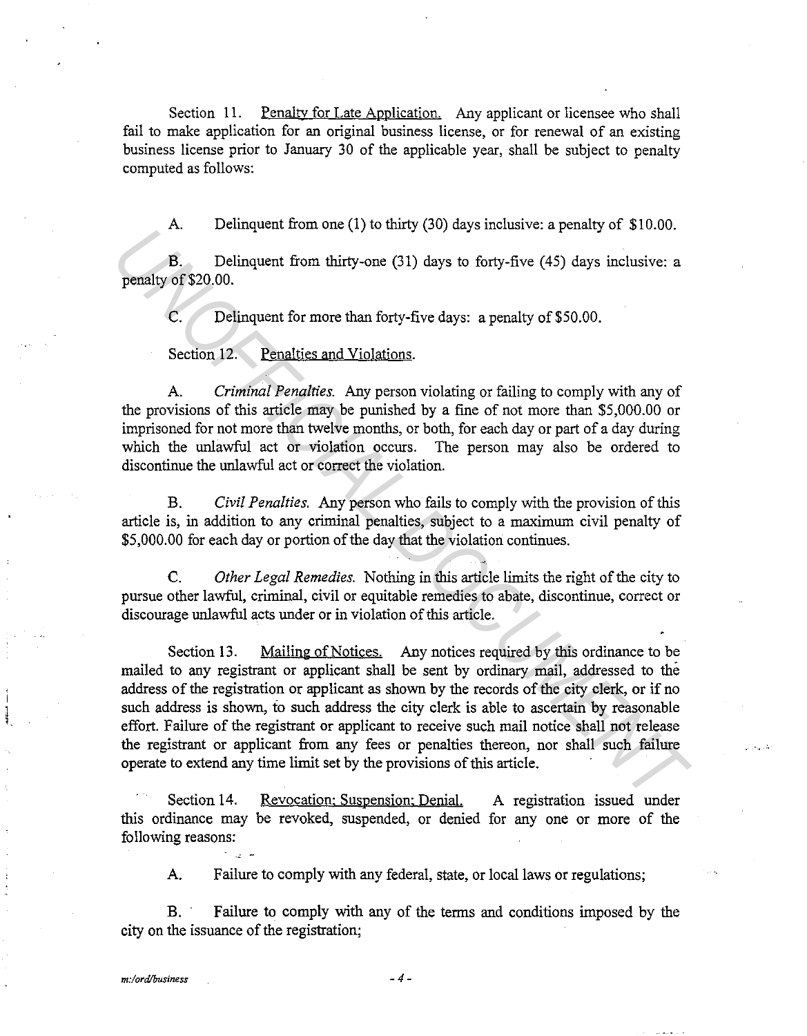Section 11. <u>Penalty for Late Application.</u> Any applicant or licensee who shall fail to make application for an original business license, or for renewal of an existing business license prior to January 30 of the applicable year, shall be subject to penalty computed as follows:

A. Delinquent from one (1) to thirty (30) days inclusive: a penalty of $10.00.

B. Delinquent from thirty-one (31) days to forty-five (45) days inclusive: a penalty of $20.00.

C. Delinquent for more than forty-five days: a penalty of $50.00.

Section 12. <u>Penalties and Violations.</u>

A. *Criminal Penalties.* Any person violating or failing to comply with any of the provisions of this article may be punished by a fine of not more than $5,000.00 or imprisoned for not more than twelve months, or both, for each day or part of a day during which the unlawful act or violation occurs. The person may also be ordered to discontinue the unlawful act or correct the violation.

B. *Civil Penalties.* Any person who fails to comply with the provision of this article is, in addition to any criminal penalties, subject to a maximum civil penalty of $5,000.00 for each day or portion of the day that the violation continues.

C. *Other Legal Remedies.* Nothing in this article limits the right of the city to pursue other lawful, criminal, civil or equitable remedies to abate, discontinue, correct or discourage unlawful acts under or in violation of this article.

Section 13. <u>Mailing of Notices.</u> Any notices required by this ordinance to be mailed to any registrant or applicant shall be sent by ordinary mail, addressed to the address of the registration or applicant as shown by the records of the city clerk, or if no such address is shown, to such address the city clerk is able to ascertain by reasonable effort. Failure of the registrant or applicant to receive such mail notice shall not release the registrant or applicant from any fees or penalties thereon, nor shall such failure operate to extend any time limit set by the provisions of this article.

Section 14. <u>Revocation; Suspension; Denial.</u> A registration issued under this ordinance may be revoked, suspended, or denied for any one or more of the following reasons:

A. Failure to comply with any federal, state, or local laws or regulations;

B. Failure to comply with any of the terms and conditions imposed by the city on the issuance of the registration;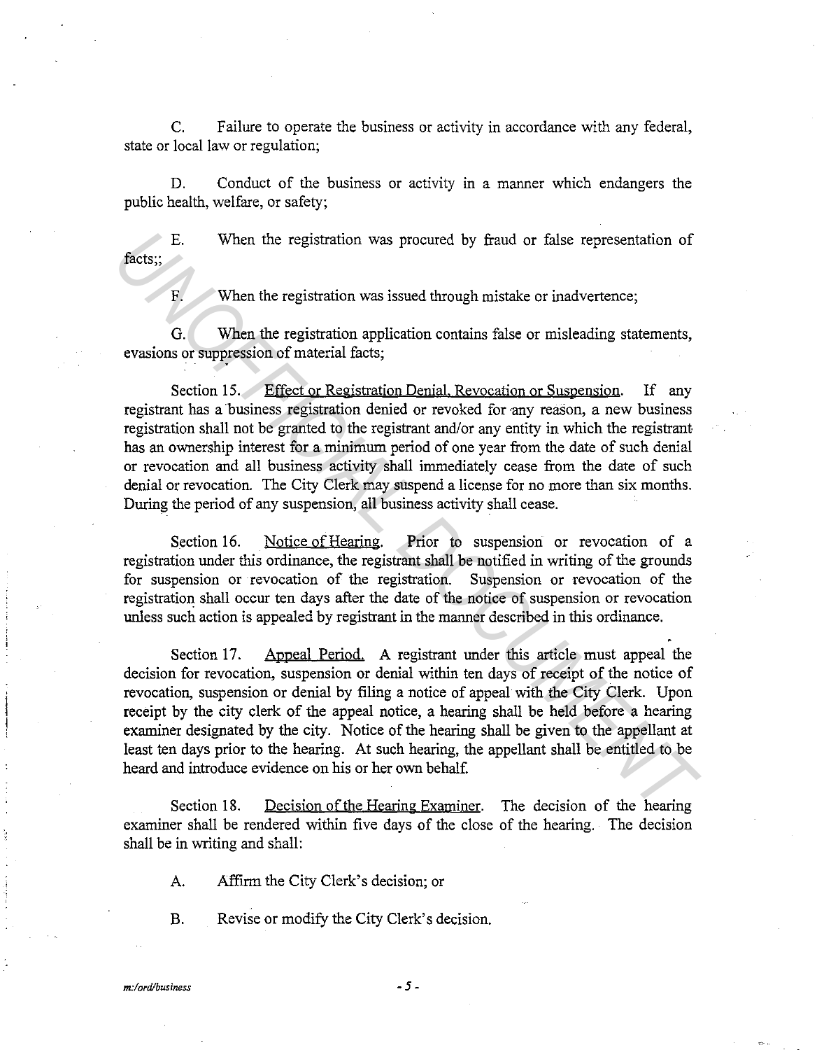C. Failure to operate the business or activity in accordance with any federal, state or local law or regulation;

D. Conduct of the business or activity in a manner which endangers the public health, welfare, or safety;

E. When the registration was procured by fraud or false representation of facts;;

F. When the registration was issued through mistake or inadvertence;

G. When the registration application contains false or misleading statements, evasions or suppression of material facts;

Section 15. Effect or Registration Denial, Revocation or Suspension. If any registrant has a business registration denied or revoked for any reason, a new business registration shall not be granted to the registrant and/or any entity in which the registrant has an ownership interest for a minimum period of one year from the date of such denial or revocation and all business activity shall immediately cease from the date of such denial or revocation. The City Clerk may suspend a license for no more than six months. During the period of any suspension, all business activity shall cease.

Section 16. Notice of Hearing. Prior to suspension or revocation of a registration under this ordinance, the registrant shall be notified in writing of the grounds for suspension or revocation of the registration. Suspension or revocation of the registration shall occur ten days after the date of the notice of suspension or revocation unless such action is appealed by registrant in the manner described in this ordinance.

Section 17. Appeal Period. A registrant under this article must appeal the decision for revocation, suspension or denial within ten days of receipt of the notice of revocation, suspension or denial by filing a notice of appeal with the City Clerk. Upon receipt by the city clerk of the appeal notice, a hearing shall be held before a hearing examiner designated by the city. Notice of the hearing shall be given to the appellant at least ten days prior to the hearing. At such hearing, the appellant shall be entitled to be heard and introduce evidence on his or her own behalf.

Section 18. Decision of the Hearing Examiner. The decision of the hearing examiner shall be rendered within five days of the close of the hearing. The decision shall be in writing and shall:

A. Affirm the City Clerk's decision; or

B. Revise or modify the City Clerk's decision.

*m:/ord/business*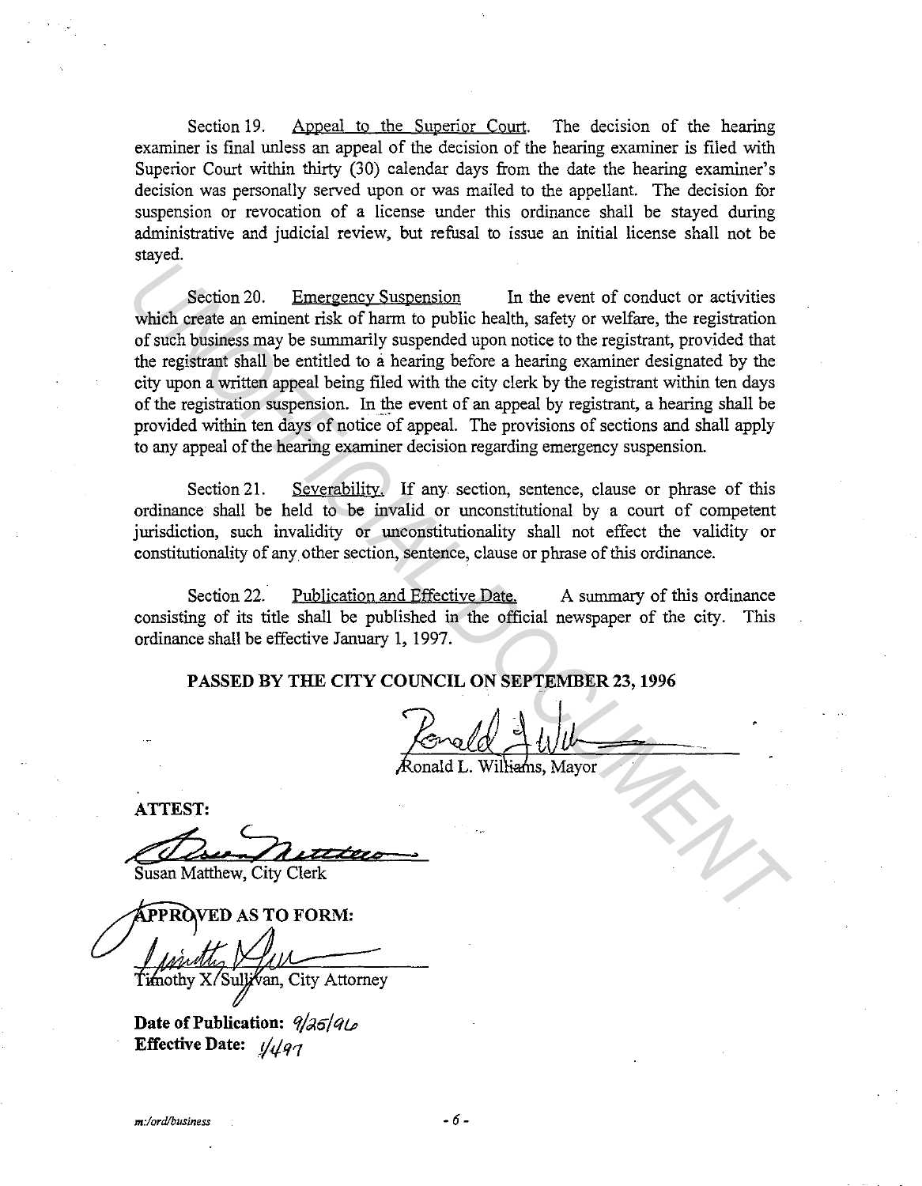Section 19. Appeal to the Superior Court. The decision of the hearing examiner is final unless an appeal of the decision of the hearing examiner is filed with Superior Court within thirty (30) calendar days from the date the hearing examiner's decision was personally served upon or was mailed to the appellant. The decision for suspension or revocation of a license under this ordinance shall be stayed during administrative and judicial review, but refusal to issue an initial license shall not be stayed.

Section 20. Emergency Suspension In the event of conduct or activities which create an eminent risk of harm to public health, safety or welfare, the registration of such business may be summarily suspended upon notice to the registrant, provided that the registrant shall be entitled to a hearing before a hearing examiner designated by the city upon a written appeal being filed with the city clerk by the registrant within ten days of the registration suspension. In the event of an appeal by registrant, a hearing shall be provided within ten days of notice of appeal. The provisions of sections and shall apply to any appeal of the hearing examiner decision regarding emergency suspension.

Section 21. Severability. If any section, sentence, clause or phrase of this ordinance shall be held to be invalid or unconstitutional by a court of competent jurisdiction, such invalidity or unconstitutionality shall not effect the validity or constitutionality of any other section, sentence, clause or phrase of this ordinance.

Section 22. Publication and Effective Date. A summary of this ordinance consisting of its title shall be published in the official newspaper of the city. This ordinance shall be effective January 1, 1997.

**PASSED BY THE CITY COUNCIL ON SEPTEMBER 23, 1996**

Ronald L. Williams, Mayor

**ATTEST:**

Susan Matthew, City Clerk

**APPROVED AS TO FORM:**

Timothy X. Sullivan, City Attorney

**Date of Publication:** 9/25/96
**Effective Date:** 1/1/97

*m:/ord/business*